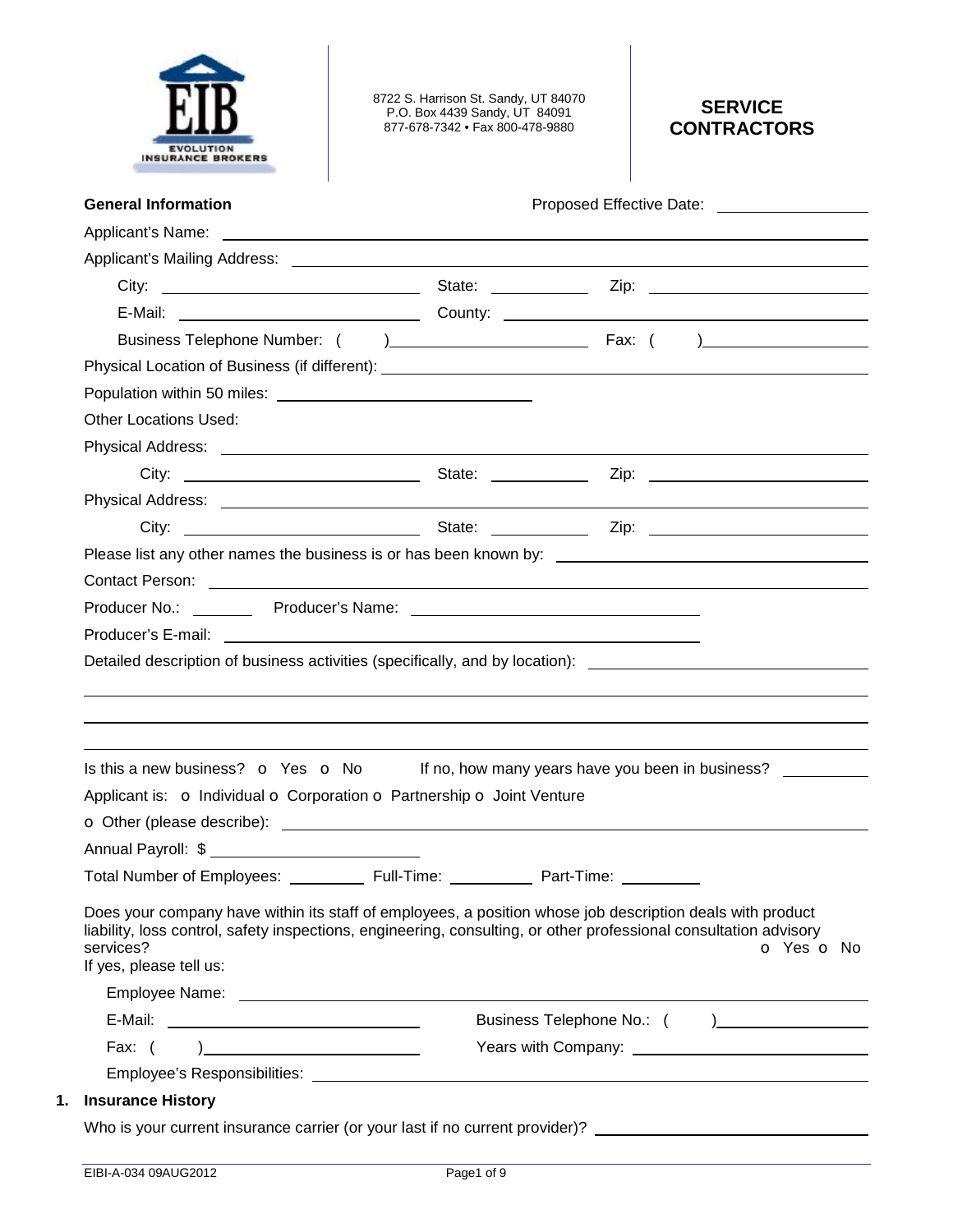EIB EVOLUTION INSURANCE BROKERS

8722 S. Harrison St. Sandy, UT 84070
P.O. Box 4439 Sandy, UT 84091
877-678-7342 • Fax 800-478-9880

# SERVICE CONTRACTORS

**General Information** Proposed Effective Date: ______________

Applicant's Name: ______________________________________________

Applicant's Mailing Address: ______________________________________________

City: ______________ State: ________ Zip: ______________

E-Mail: ______________ County: ______________

Business Telephone Number: (    ) ______________ Fax: (    ) ______________

Physical Location of Business (if different): ______________________________________________

Population within 50 miles: ______________

Other Locations Used:

Physical Address: ______________________________________________

City: ______________ State: ________ Zip: ______________

Physical Address: ______________________________________________

City: ______________ State: ________ Zip: ______________

Please list any other names the business is or has been known by: ______________________________

Contact Person: ______________________________________________

Producer No.: ________ Producer's Name: ______________________________

Producer's E-mail: ______________________________________________

Detailed description of business activities (specifically, and by location): ______________________________

______________________________________________

______________________________________________

______________________________________________

Is this a new business? o Yes o No If no, how many years have you been in business? __________

Applicant is: o Individual o Corporation o Partnership o Joint Venture

o Other (please describe): ______________________________________________

Annual Payroll: $ ______________

Total Number of Employees: ________ Full-Time: ________ Part-Time: ________

Does your company have within its staff of employees, a position whose job description deals with product liability, loss control, safety inspections, engineering, consulting, or other professional consultation advisory services? o Yes o No

If yes, please tell us:

Employee Name: ______________________________________________

E-Mail: ______________ Business Telephone No.: (    ) ______________

Fax: (    ) ______________ Years with Company: ______________

Employee's Responsibilities: ______________________________________________

## 1. Insurance History

Who is your current insurance carrier (or your last if no current provider)? ______________________________

EIBI-A-034 09AUG2012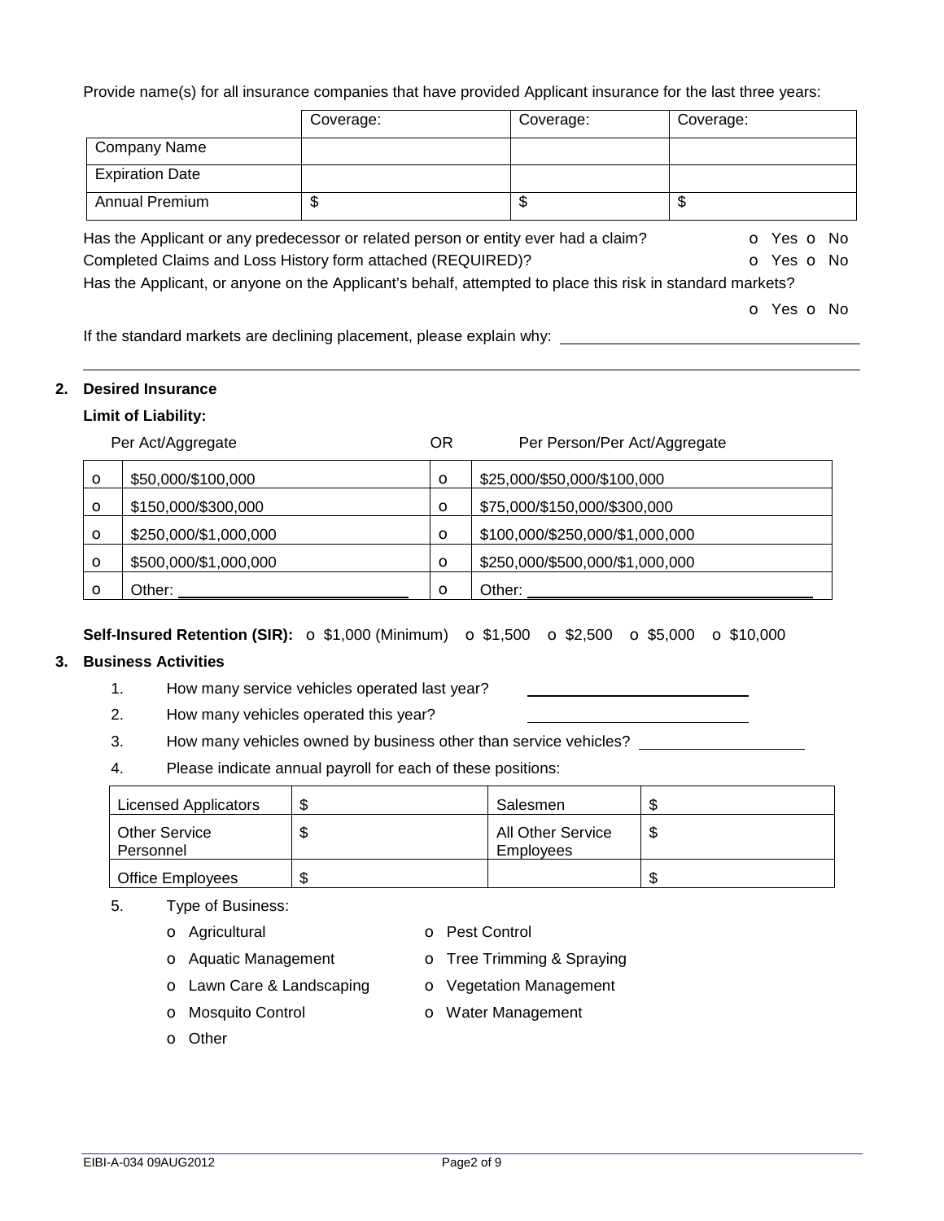Provide name(s) for all insurance companies that have provided Applicant insurance for the last three years:

| | Coverage: | Coverage: | Coverage: |
|---|---|---|---|
| Company Name | | | |
| Expiration Date | | | |
| Annual Premium | $ | $ | $ |

Has the Applicant or any predecessor or related person or entity ever had a claim? o Yes o No

Completed Claims and Loss History form attached (REQUIRED)? o Yes o No

Has the Applicant, or anyone on the Applicant's behalf, attempted to place this risk in standard markets?

o Yes o No

If the standard markets are declining placement, please explain why: ______________________________

______________________________________________________________________________

## 2. Desired Insurance

**Limit of Liability:**

| | Per Act/Aggregate | OR | Per Person/Per Act/Aggregate |
|---|---|---|---|
| o | $50,000/$100,000 | o | $25,000/$50,000/$100,000 |
| o | $150,000/$300,000 | o | $75,000/$150,000/$300,000 |
| o | $250,000/$1,000,000 | o | $100,000/$250,000/$1,000,000 |
| o | $500,000/$1,000,000 | o | $250,000/$500,000/$1,000,000 |
| o | Other: ______________ | o | Other: ______________ |

**Self-Insured Retention (SIR):** o $1,000 (Minimum) o $1,500 o $2,500 o $5,000 o $10,000

## 3. Business Activities

1. How many service vehicles operated last year? ______________
2. How many vehicles operated this year? ______________
3. How many vehicles owned by business other than service vehicles? ______________
4. Please indicate annual payroll for each of these positions:

| Position | Payroll | Position | Payroll |
|---|---|---|---|
| Licensed Applicators | $ | Salesmen | $ |
| Other Service Personnel | $ | All Other Service Employees | $ |
| Office Employees | $ | | $ |

5. Type of Business:
   - o Agricultural
   - o Aquatic Management
   - o Lawn Care & Landscaping
   - o Mosquito Control
   - o Other
   - o Pest Control
   - o Tree Trimming & Spraying
   - o Vegetation Management
   - o Water Management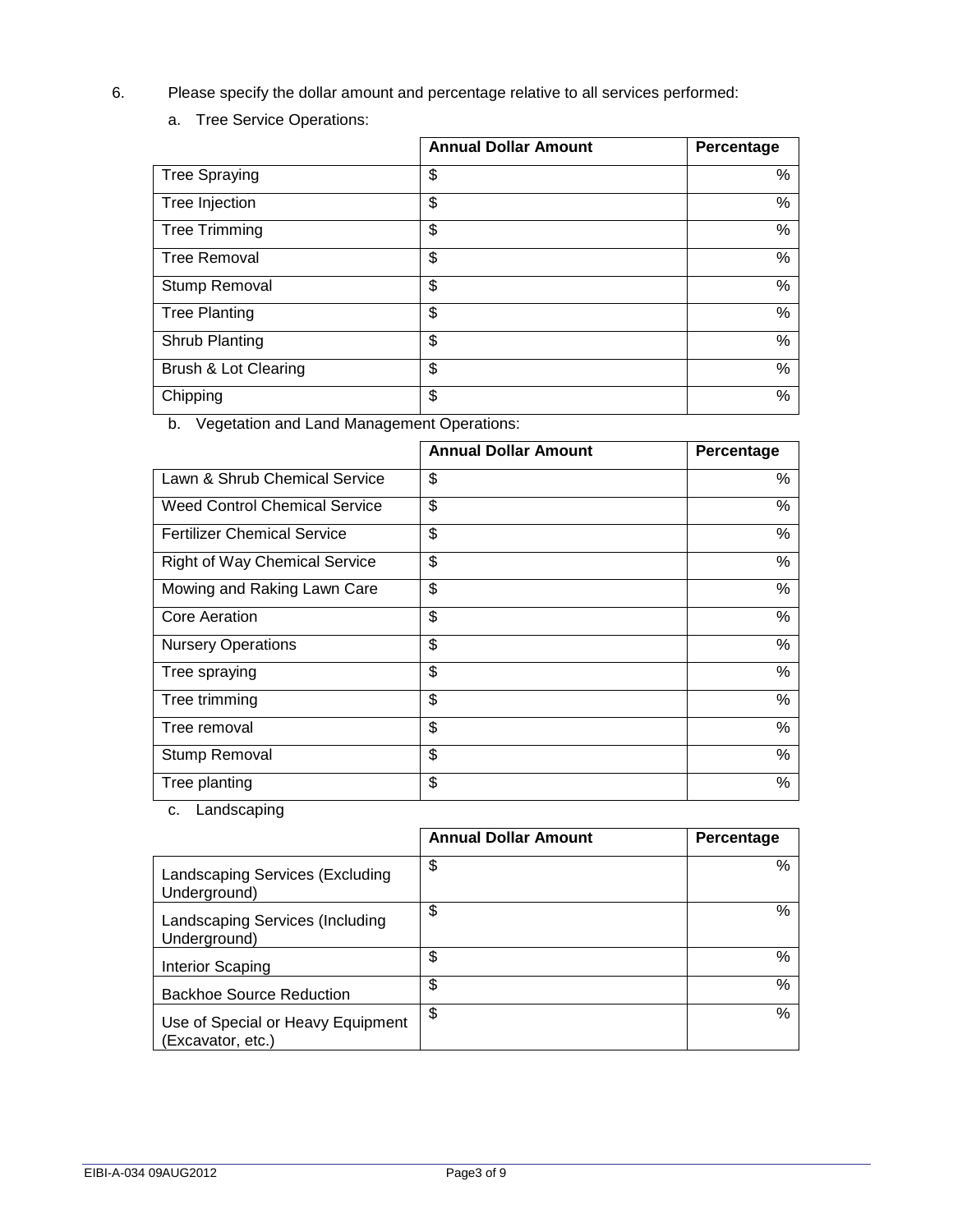6. Please specify the dollar amount and percentage relative to all services performed:

   a. Tree Service Operations:

| | Annual Dollar Amount | Percentage |
|---|---|---|
| Tree Spraying | $ | % |
| Tree Injection | $ | % |
| Tree Trimming | $ | % |
| Tree Removal | $ | % |
| Stump Removal | $ | % |
| Tree Planting | $ | % |
| Shrub Planting | $ | % |
| Brush & Lot Clearing | $ | % |
| Chipping | $ | % |

   b. Vegetation and Land Management Operations:

| | Annual Dollar Amount | Percentage |
|---|---|---|
| Lawn & Shrub Chemical Service | $ | % |
| Weed Control Chemical Service | $ | % |
| Fertilizer Chemical Service | $ | % |
| Right of Way Chemical Service | $ | % |
| Mowing and Raking Lawn Care | $ | % |
| Core Aeration | $ | % |
| Nursery Operations | $ | % |
| Tree spraying | $ | % |
| Tree trimming | $ | % |
| Tree removal | $ | % |
| Stump Removal | $ | % |
| Tree planting | $ | % |

   c. Landscaping

| | Annual Dollar Amount | Percentage |
|---|---|---|
| Landscaping Services (Excluding Underground) | $ | % |
| Landscaping Services (Including Underground) | $ | % |
| Interior Scaping | $ | % |
| Backhoe Source Reduction | $ | % |
| Use of Special or Heavy Equipment (Excavator, etc.) | $ | % |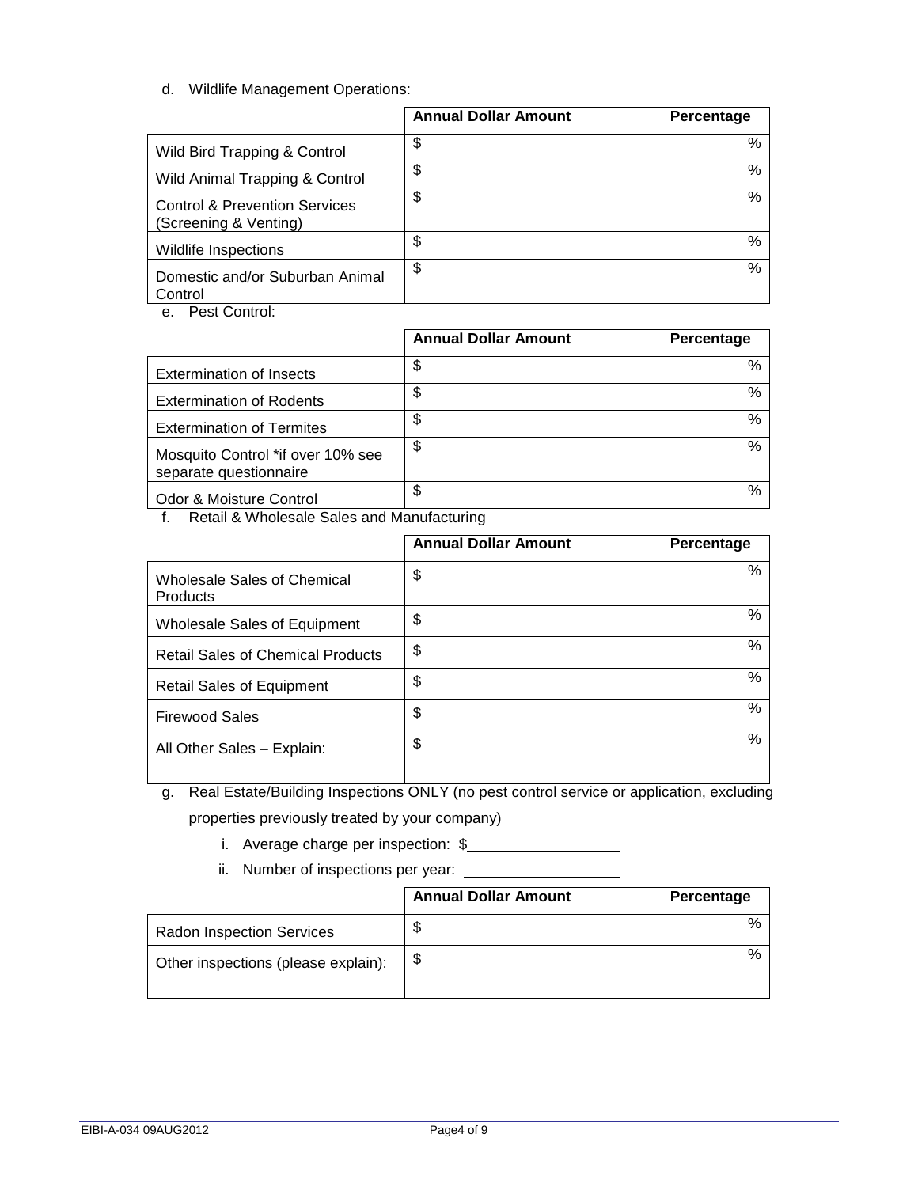d. Wildlife Management Operations:

| | Annual Dollar Amount | Percentage |
|---|---|---|
| Wild Bird Trapping & Control | $ | % |
| Wild Animal Trapping & Control | $ | % |
| Control & Prevention Services (Screening & Venting) | $ | % |
| Wildlife Inspections | $ | % |
| Domestic and/or Suburban Animal Control | $ | % |

e. Pest Control:

| | Annual Dollar Amount | Percentage |
|---|---|---|
| Extermination of Insects | $ | % |
| Extermination of Rodents | $ | % |
| Extermination of Termites | $ | % |
| Mosquito Control *if over 10% see separate questionnaire | $ | % |
| Odor & Moisture Control | $ | % |

f. Retail & Wholesale Sales and Manufacturing

| | Annual Dollar Amount | Percentage |
|---|---|---|
| Wholesale Sales of Chemical Products | $ | % |
| Wholesale Sales of Equipment | $ | % |
| Retail Sales of Chemical Products | $ | % |
| Retail Sales of Equipment | $ | % |
| Firewood Sales | $ | % |
| All Other Sales – Explain: | $ | % |

g. Real Estate/Building Inspections ONLY (no pest control service or application, excluding properties previously treated by your company)

i. Average charge per inspection: $\_\_\_\_\_\_\_\_\_\_\_\_\_\_\_\_

ii. Number of inspections per year: \_\_\_\_\_\_\_\_\_\_\_\_\_\_\_\_

| | Annual Dollar Amount | Percentage |
|---|---|---|
| Radon Inspection Services | $ | % |
| Other inspections (please explain): | $ | % |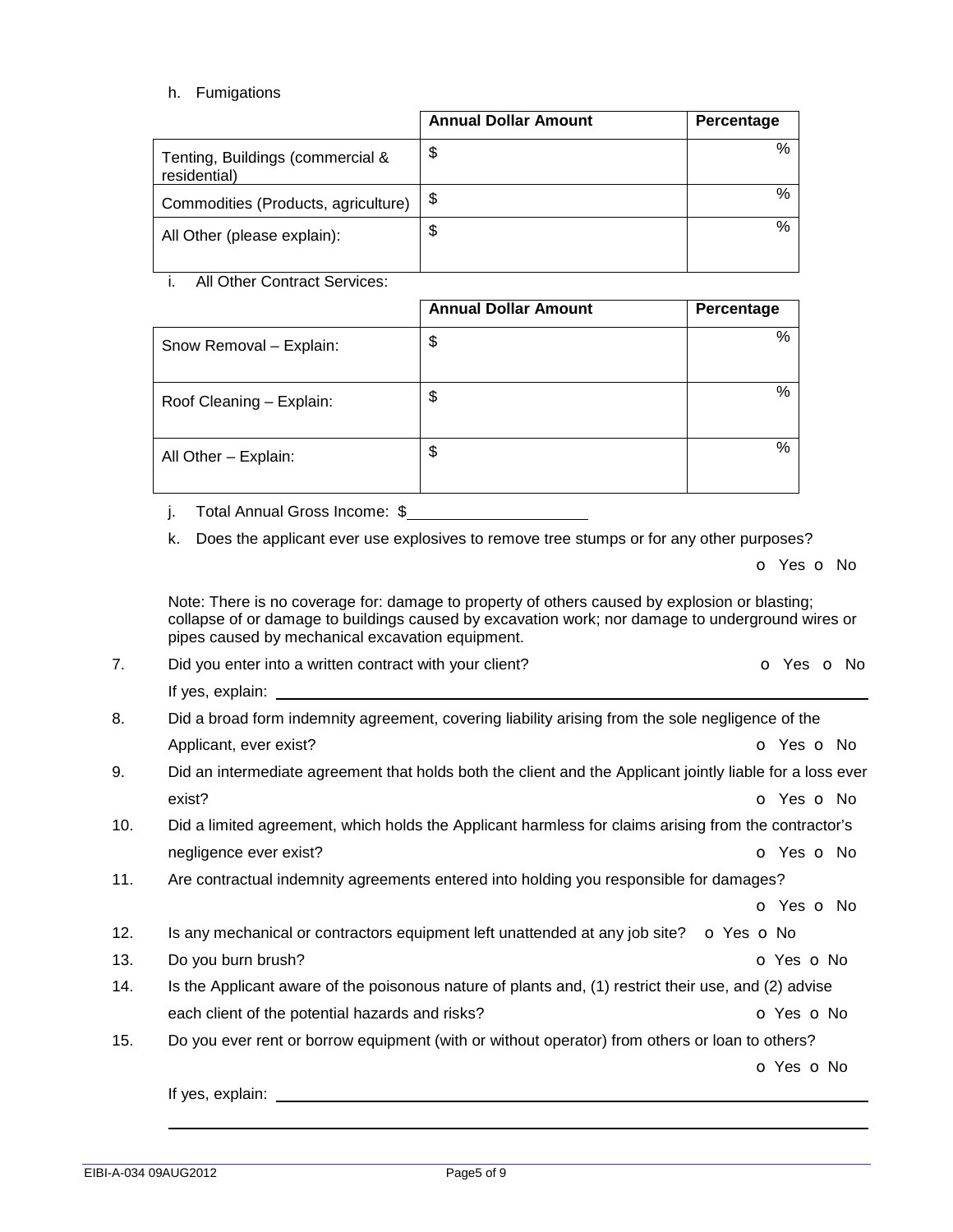h. Fumigations

| | Annual Dollar Amount | Percentage |
|---|---|---|
| Tenting, Buildings (commercial & residential) | $ | % |
| Commodities (Products, agriculture) | $ | % |
| All Other (please explain): | $ | % |

i. All Other Contract Services:

| | Annual Dollar Amount | Percentage |
|---|---|---|
| Snow Removal – Explain: | $ | % |
| Roof Cleaning – Explain: | $ | % |
| All Other – Explain: | $ | % |

j. Total Annual Gross Income: $____________________

k. Does the applicant ever use explosives to remove tree stumps or for any other purposes?

o Yes o No

Note: There is no coverage for: damage to property of others caused by explosion or blasting; collapse of or damage to buildings caused by excavation work; nor damage to underground wires or pipes caused by mechanical excavation equipment.

7. Did you enter into a written contract with your client? o Yes o No

   If yes, explain: ____________________________________________

8. Did a broad form indemnity agreement, covering liability arising from the sole negligence of the Applicant, ever exist? o Yes o No

9. Did an intermediate agreement that holds both the client and the Applicant jointly liable for a loss ever exist? o Yes o No

10. Did a limited agreement, which holds the Applicant harmless for claims arising from the contractor's negligence ever exist? o Yes o No

11. Are contractual indemnity agreements entered into holding you responsible for damages?

    o Yes o No

12. Is any mechanical or contractors equipment left unattended at any job site? o Yes o No

13. Do you burn brush? o Yes o No

14. Is the Applicant aware of the poisonous nature of plants and, (1) restrict their use, and (2) advise each client of the potential hazards and risks? o Yes o No

15. Do you ever rent or borrow equipment (with or without operator) from others or loan to others?

    o Yes o No

    If yes, explain: ____________________________________________

    ____________________________________________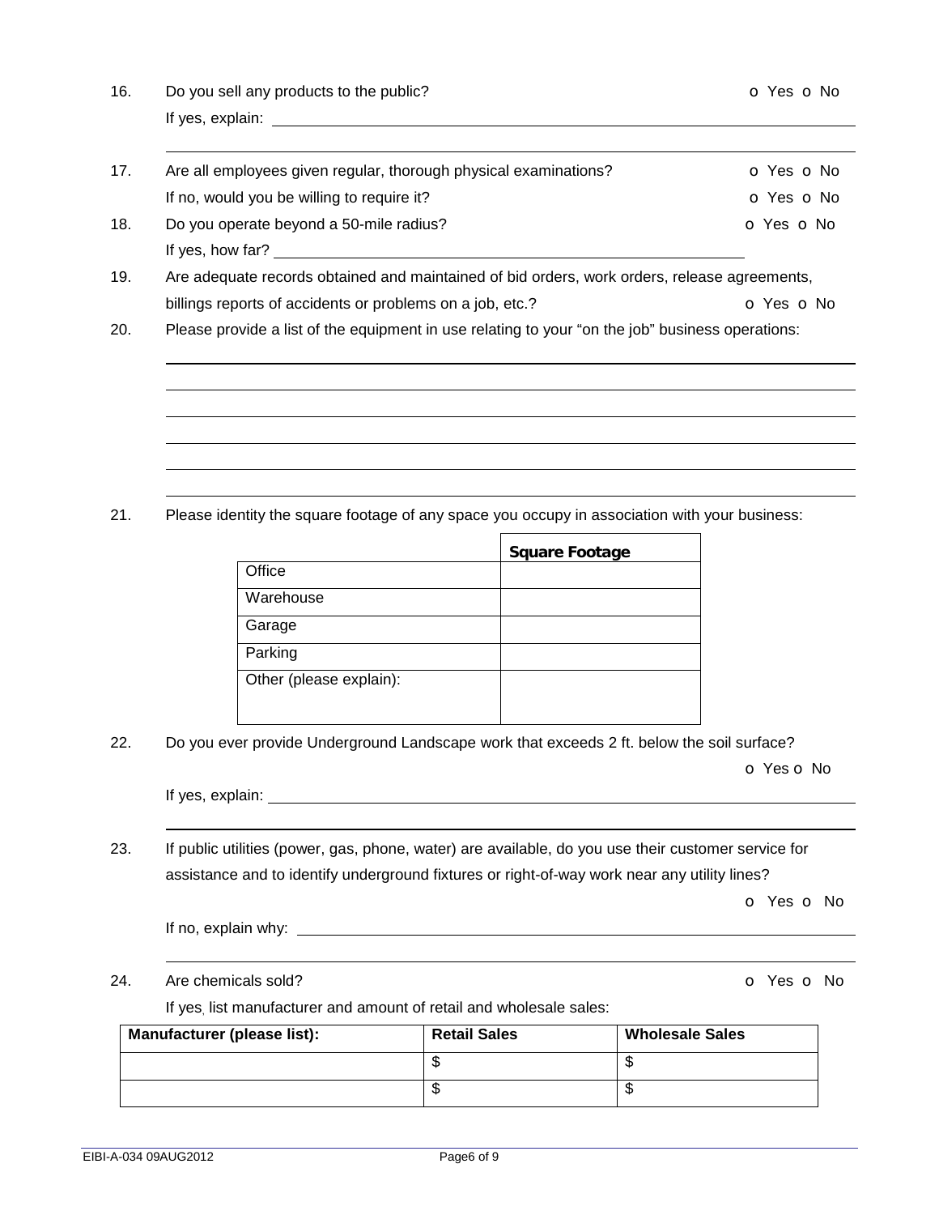16. Do you sell any products to the public? o Yes o No

 If yes, explain: ______________________________________________

 ______________________________________________

17. Are all employees given regular, thorough physical examinations? o Yes o No

 If no, would you be willing to require it? o Yes o No

18. Do you operate beyond a 50-mile radius? o Yes o No

 If yes, how far? ______________________________________________

19. Are adequate records obtained and maintained of bid orders, work orders, release agreements, billings reports of accidents or problems on a job, etc.? o Yes o No

20. Please provide a list of the equipment in use relating to your "on the job" business operations:

 ______________________________________________

 ______________________________________________

 ______________________________________________

 ______________________________________________

 ______________________________________________

 ______________________________________________

21. Please identity the square footage of any space you occupy in association with your business:

| | **Square Footage** |
|---|---|
| Office | |
| Warehouse | |
| Garage | |
| Parking | |
| Other (please explain): | |

22. Do you ever provide Underground Landscape work that exceeds 2 ft. below the soil surface?

 o Yes o No

 If yes, explain: ______________________________________________

 ______________________________________________

23. If public utilities (power, gas, phone, water) are available, do you use their customer service for assistance and to identify underground fixtures or right-of-way work near any utility lines?

 o Yes o No

 If no, explain why: ______________________________________________

 ______________________________________________

24. Are chemicals sold? o Yes o No

 If yes, list manufacturer and amount of retail and wholesale sales:

| Manufacturer (please list): | Retail Sales | Wholesale Sales |
|---|---|---|
| | $ | $ |
| | $ | $ |

EIBI-A-034 09AUG2012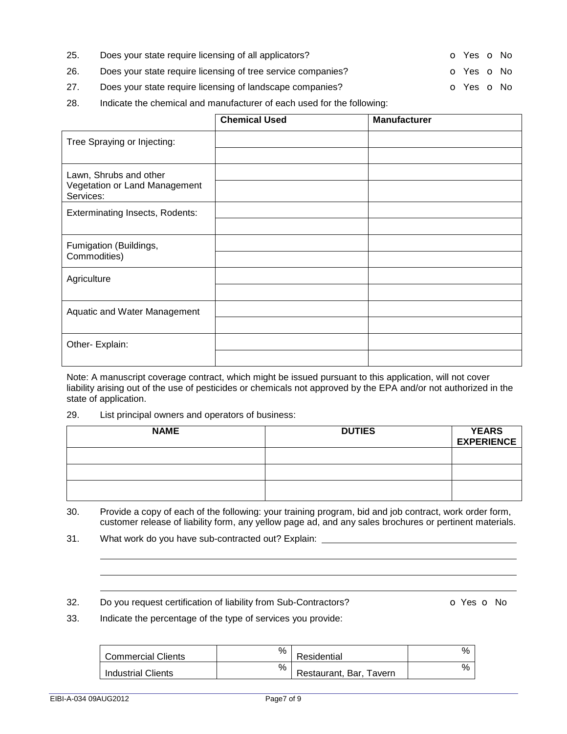25. Does your state require licensing of all applicators? o Yes o No

26. Does your state require licensing of tree service companies? o Yes o No

27. Does your state require licensing of landscape companies? o Yes o No

28. Indicate the chemical and manufacturer of each used for the following:

| | Chemical Used | Manufacturer |
|---|---|---|
| Tree Spraying or Injecting: | | |
| | | |
| Lawn, Shrubs and other Vegetation or Land Management Services: | | |
| | | |
| Exterminating Insects, Rodents: | | |
| | | |
| Fumigation (Buildings, Commodities) | | |
| | | |
| Agriculture | | |
| | | |
| Aquatic and Water Management | | |
| | | |
| Other- Explain: | | |
| | | |

Note: A manuscript coverage contract, which might be issued pursuant to this application, will not cover liability arising out of the use of pesticides or chemicals not approved by the EPA and/or not authorized in the state of application.

29. List principal owners and operators of business:

| NAME | DUTIES | YEARS EXPERIENCE |
|---|---|---|
| | | |
| | | |
| | | |

30. Provide a copy of each of the following: your training program, bid and job contract, work order form, customer release of liability form, any yellow page ad, and any sales brochures or pertinent materials.

31. What work do you have sub-contracted out? Explain: \_\_\_\_\_\_\_\_\_\_\_\_\_\_\_\_\_\_\_\_\_\_\_\_\_\_\_\_\_\_\_\_\_\_\_\_

32. Do you request certification of liability from Sub-Contractors? o Yes o No

33. Indicate the percentage of the type of services you provide:

| | | | |
|---|---|---|---|
| Commercial Clients | % | Residential | % |
| Industrial Clients | % | Restaurant, Bar, Tavern | % |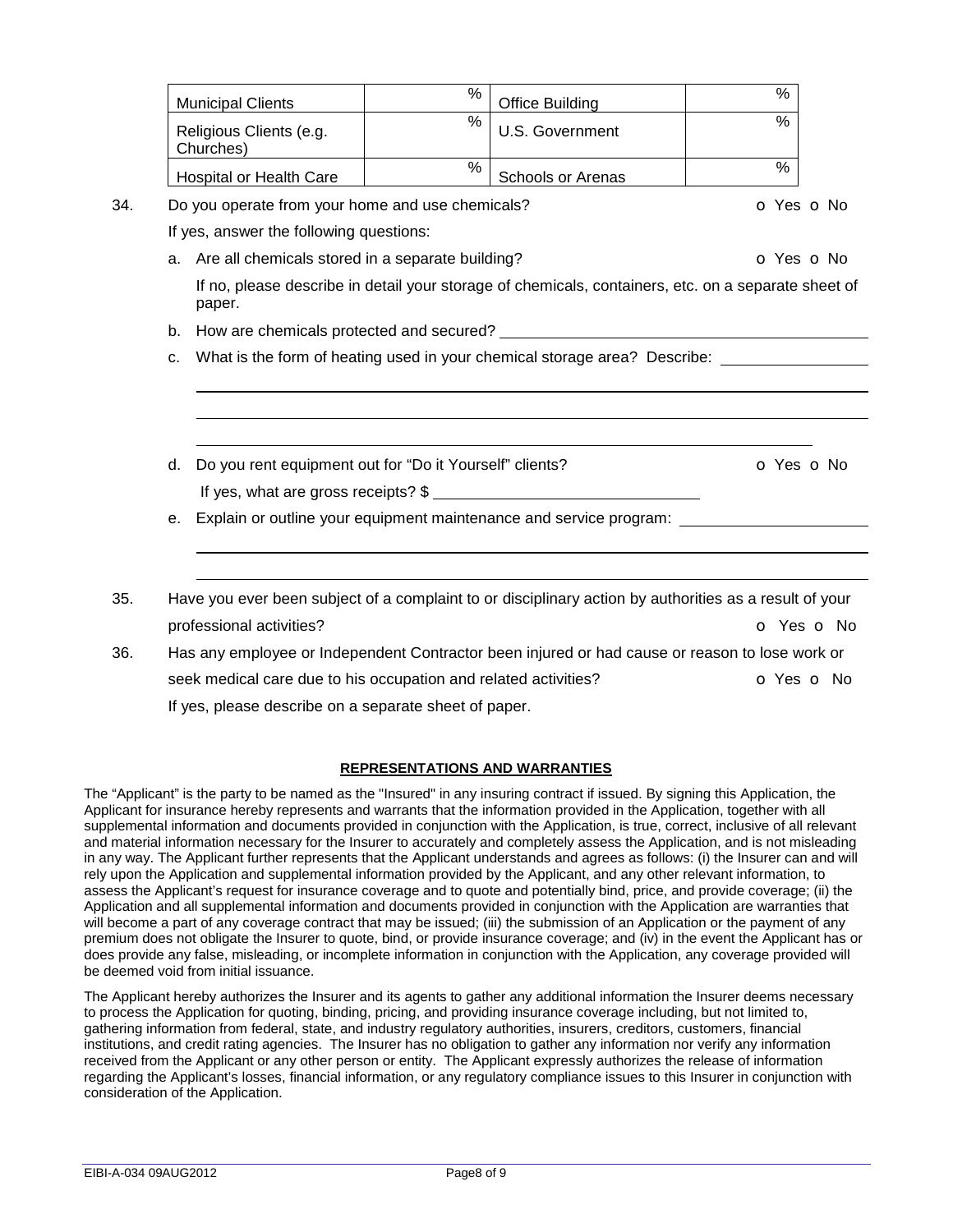| Municipal Clients | % | Office Building | % |
|---|---|---|---|
| Religious Clients (e.g. Churches) | % | U.S. Government | % |
| Hospital or Health Care | % | Schools or Arenas | % |

34. Do you operate from your home and use chemicals? o Yes o No

If yes, answer the following questions:

a. Are all chemicals stored in a separate building? o Yes o No

If no, please describe in detail your storage of chemicals, containers, etc. on a separate sheet of paper.

b. How are chemicals protected and secured? ______________________________

c. What is the form of heating used in your chemical storage area? Describe: ______________________________

______________________________

______________________________

______________________________

d. Do you rent equipment out for "Do it Yourself" clients? o Yes o No

If yes, what are gross receipts? $ ______________________________

e. Explain or outline your equipment maintenance and service program: ______________________________

______________________________

______________________________

35. Have you ever been subject of a complaint to or disciplinary action by authorities as a result of your professional activities? o Yes o No

36. Has any employee or Independent Contractor been injured or had cause or reason to lose work or seek medical care due to his occupation and related activities? o Yes o No

If yes, please describe on a separate sheet of paper.

## REPRESENTATIONS AND WARRANTIES

The "Applicant" is the party to be named as the "Insured" in any insuring contract if issued. By signing this Application, the Applicant for insurance hereby represents and warrants that the information provided in the Application, together with all supplemental information and documents provided in conjunction with the Application, is true, correct, inclusive of all relevant and material information necessary for the Insurer to accurately and completely assess the Application, and is not misleading in any way. The Applicant further represents that the Applicant understands and agrees as follows: (i) the Insurer can and will rely upon the Application and supplemental information provided by the Applicant, and any other relevant information, to assess the Applicant's request for insurance coverage and to quote and potentially bind, price, and provide coverage; (ii) the Application and all supplemental information and documents provided in conjunction with the Application are warranties that will become a part of any coverage contract that may be issued; (iii) the submission of an Application or the payment of any premium does not obligate the Insurer to quote, bind, or provide insurance coverage; and (iv) in the event the Applicant has or does provide any false, misleading, or incomplete information in conjunction with the Application, any coverage provided will be deemed void from initial issuance.

The Applicant hereby authorizes the Insurer and its agents to gather any additional information the Insurer deems necessary to process the Application for quoting, binding, pricing, and providing insurance coverage including, but not limited to, gathering information from federal, state, and industry regulatory authorities, insurers, creditors, customers, financial institutions, and credit rating agencies. The Insurer has no obligation to gather any information nor verify any information received from the Applicant or any other person or entity. The Applicant expressly authorizes the release of information regarding the Applicant's losses, financial information, or any regulatory compliance issues to this Insurer in conjunction with consideration of the Application.

EIBI-A-034 09AUG2012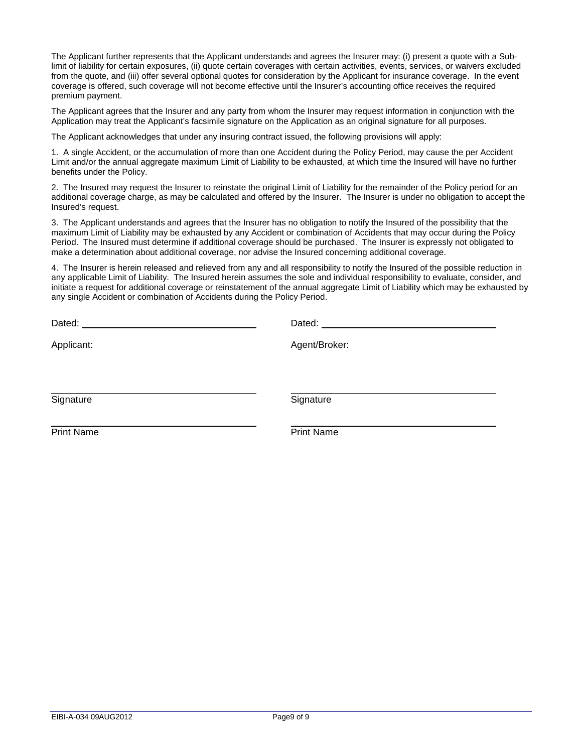The Applicant further represents that the Applicant understands and agrees the Insurer may: (i) present a quote with a Sub-limit of liability for certain exposures, (ii) quote certain coverages with certain activities, events, services, or waivers excluded from the quote, and (iii) offer several optional quotes for consideration by the Applicant for insurance coverage. In the event coverage is offered, such coverage will not become effective until the Insurer's accounting office receives the required premium payment.

The Applicant agrees that the Insurer and any party from whom the Insurer may request information in conjunction with the Application may treat the Applicant's facsimile signature on the Application as an original signature for all purposes.

The Applicant acknowledges that under any insuring contract issued, the following provisions will apply:

1. A single Accident, or the accumulation of more than one Accident during the Policy Period, may cause the per Accident Limit and/or the annual aggregate maximum Limit of Liability to be exhausted, at which time the Insured will have no further benefits under the Policy.

2. The Insured may request the Insurer to reinstate the original Limit of Liability for the remainder of the Policy period for an additional coverage charge, as may be calculated and offered by the Insurer. The Insurer is under no obligation to accept the Insured's request.

3. The Applicant understands and agrees that the Insurer has no obligation to notify the Insured of the possibility that the maximum Limit of Liability may be exhausted by any Accident or combination of Accidents that may occur during the Policy Period. The Insured must determine if additional coverage should be purchased. The Insurer is expressly not obligated to make a determination about additional coverage, nor advise the Insured concerning additional coverage.

4. The Insurer is herein released and relieved from any and all responsibility to notify the Insured of the possible reduction in any applicable Limit of Liability. The Insured herein assumes the sole and individual responsibility to evaluate, consider, and initiate a request for additional coverage or reinstatement of the annual aggregate Limit of Liability which may be exhausted by any single Accident or combination of Accidents during the Policy Period.

Dated: ______________________________

Applicant:

______________________________
Signature

______________________________
Print Name

Dated: ______________________________

Agent/Broker:

______________________________
Signature

______________________________
Print Name

EIBI-A-034 09AUG2012